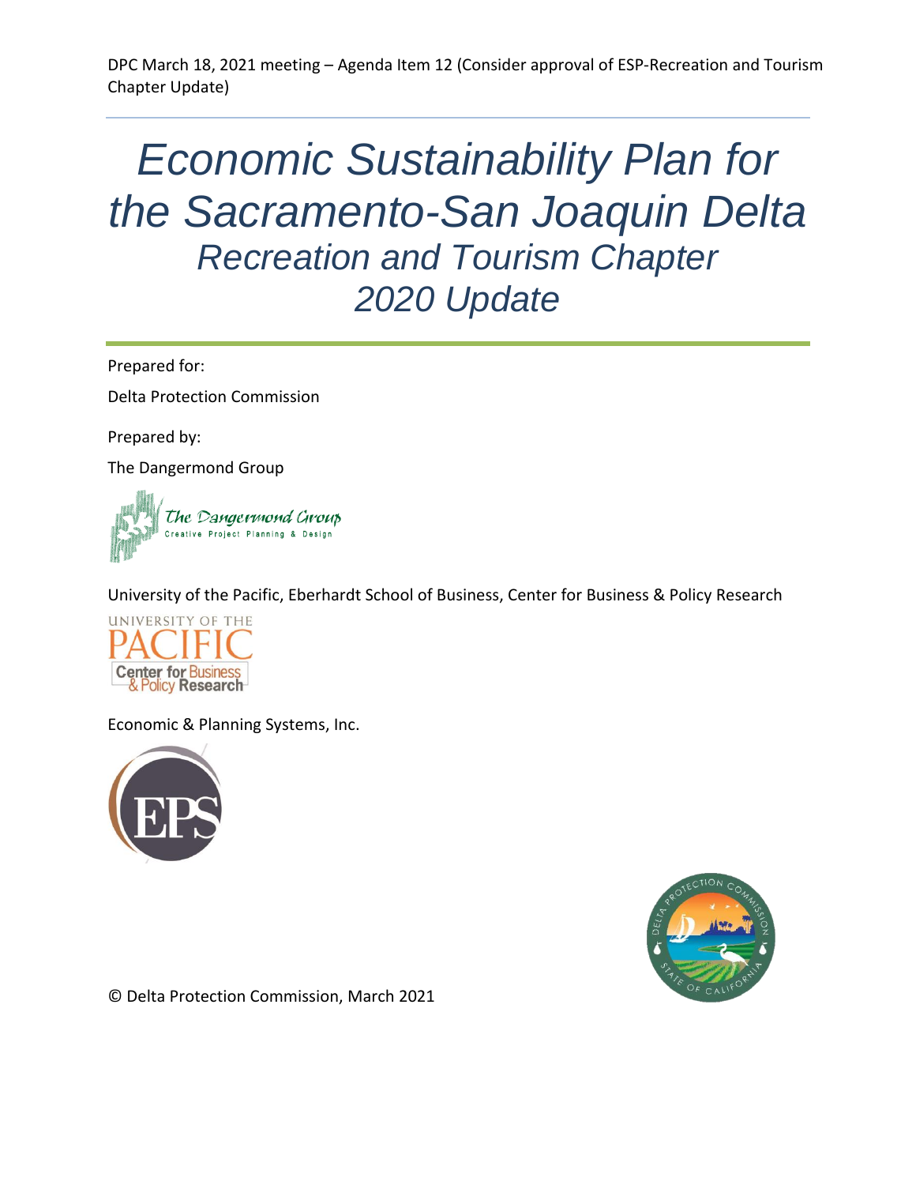DPC March 18, 2021 meeting – Agenda Item 12 (Consider approval of ESP-Recreation and Tourism Chapter Update)

# *Economic Sustainability Plan for the Sacramento-San Joaquin Delta*

## *Recreation and Tourism Chapter 2020 Update*

Prepared for:

Delta Protection Commission

Prepared by:

The Dangermond Group

University of the Pacific, Eberhardt School of Business, Center for Business & Policy Research

Economic & Planning Systems, Inc.

© Delta Protection Commission, March 2021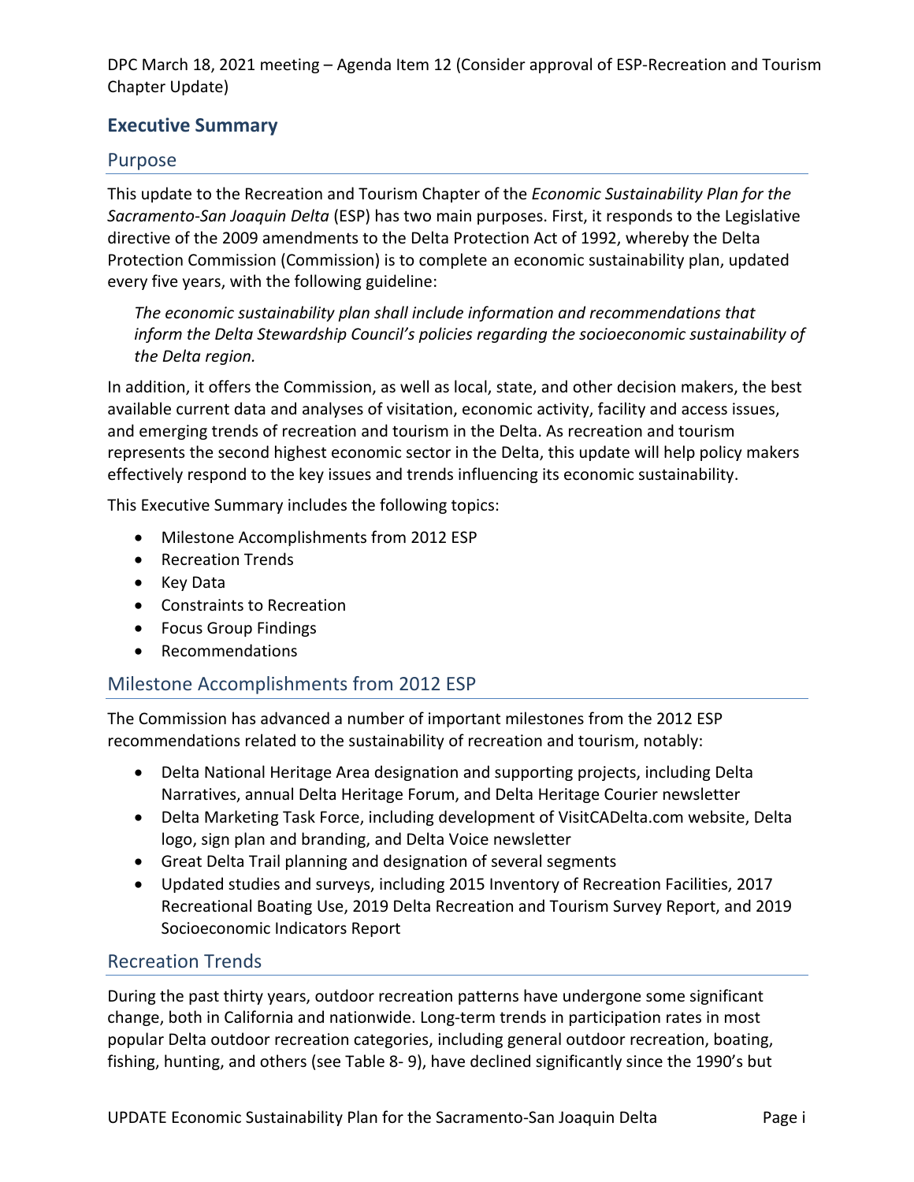DPC March 18, 2021 meeting – Agenda Item 12 (Consider approval of ESP-Recreation and Tourism Chapter Update)

## Executive Summary

### Purpose

This update to the Recreation and Tourism Chapter of the *Economic Sustainability Plan for the Sacramento-San Joaquin Delta* (ESP) has two main purposes. First, it responds to the Legislative directive of the 2009 amendments to the Delta Protection Act of 1992, whereby the Delta Protection Commission (Commission) is to complete an economic sustainability plan, updated every five years, with the following guideline:

> *The economic sustainability plan shall include information and recommendations that inform the Delta Stewardship Council's policies regarding the socioeconomic sustainability of the Delta region.*

In addition, it offers the Commission, as well as local, state, and other decision makers, the best available current data and analyses of visitation, economic activity, facility and access issues, and emerging trends of recreation and tourism in the Delta. As recreation and tourism represents the second highest economic sector in the Delta, this update will help policy makers effectively respond to the key issues and trends influencing its economic sustainability.

This Executive Summary includes the following topics:

- Milestone Accomplishments from 2012 ESP
- Recreation Trends
- Key Data
- Constraints to Recreation
- Focus Group Findings
- Recommendations

### Milestone Accomplishments from 2012 ESP

The Commission has advanced a number of important milestones from the 2012 ESP recommendations related to the sustainability of recreation and tourism, notably:

- Delta National Heritage Area designation and supporting projects, including Delta Narratives, annual Delta Heritage Forum, and Delta Heritage Courier newsletter
- Delta Marketing Task Force, including development of VisitCADelta.com website, Delta logo, sign plan and branding, and Delta Voice newsletter
- Great Delta Trail planning and designation of several segments
- Updated studies and surveys, including 2015 Inventory of Recreation Facilities, 2017 Recreational Boating Use, 2019 Delta Recreation and Tourism Survey Report, and 2019 Socioeconomic Indicators Report

### Recreation Trends

During the past thirty years, outdoor recreation patterns have undergone some significant change, both in California and nationwide. Long-term trends in participation rates in most popular Delta outdoor recreation categories, including general outdoor recreation, boating, fishing, hunting, and others (see Table 8- 9), have declined significantly since the 1990's but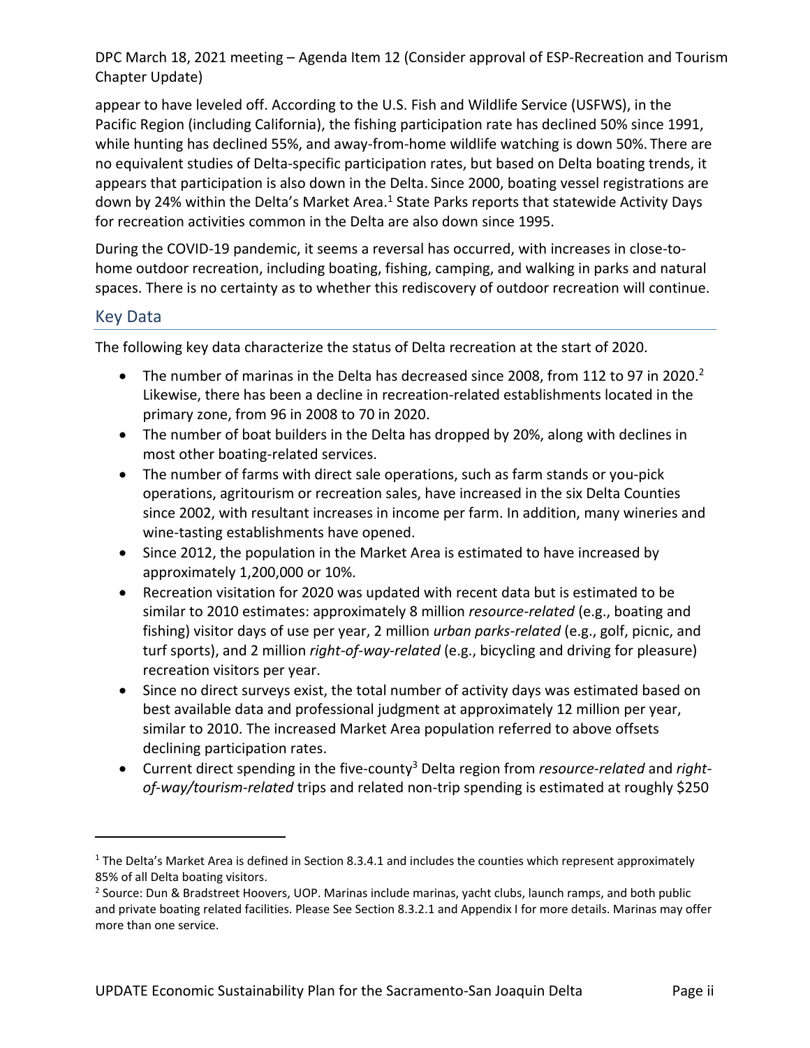appear to have leveled off. According to the U.S. Fish and Wildlife Service (USFWS), in the Pacific Region (including California), the fishing participation rate has declined 50% since 1991, while hunting has declined 55%, and away-from-home wildlife watching is down 50%. There are no equivalent studies of Delta-specific participation rates, but based on Delta boating trends, it appears that participation is also down in the Delta. Since 2000, boating vessel registrations are down by 24% within the Delta's Market Area.[1] State Parks reports that statewide Activity Days for recreation activities common in the Delta are also down since 1995.

During the COVID-19 pandemic, it seems a reversal has occurred, with increases in close-to-home outdoor recreation, including boating, fishing, camping, and walking in parks and natural spaces. There is no certainty as to whether this rediscovery of outdoor recreation will continue.

## Key Data

The following key data characterize the status of Delta recreation at the start of 2020.

- The number of marinas in the Delta has decreased since 2008, from 112 to 97 in 2020.[2] Likewise, there has been a decline in recreation-related establishments located in the primary zone, from 96 in 2008 to 70 in 2020.
- The number of boat builders in the Delta has dropped by 20%, along with declines in most other boating-related services.
- The number of farms with direct sale operations, such as farm stands or you-pick operations, agritourism or recreation sales, have increased in the six Delta Counties since 2002, with resultant increases in income per farm. In addition, many wineries and wine-tasting establishments have opened.
- Since 2012, the population in the Market Area is estimated to have increased by approximately 1,200,000 or 10%.
- Recreation visitation for 2020 was updated with recent data but is estimated to be similar to 2010 estimates: approximately 8 million *resource-related* (e.g., boating and fishing) visitor days of use per year, 2 million *urban parks-related* (e.g., golf, picnic, and turf sports), and 2 million *right-of-way-related* (e.g., bicycling and driving for pleasure) recreation visitors per year.
- Since no direct surveys exist, the total number of activity days was estimated based on best available data and professional judgment at approximately 12 million per year, similar to 2010. The increased Market Area population referred to above offsets declining participation rates.
- Current direct spending in the five-county[3] Delta region from *resource-related* and *right-of-way/tourism-related* trips and related non-trip spending is estimated at roughly $250

---

[1] The Delta's Market Area is defined in Section 8.3.4.1 and includes the counties which represent approximately 85% of all Delta boating visitors.

[2] Source: Dun & Bradstreet Hoovers, UOP. Marinas include marinas, yacht clubs, launch ramps, and both public and private boating related facilities. Please See Section 8.3.2.1 and Appendix I for more details. Marinas may offer more than one service.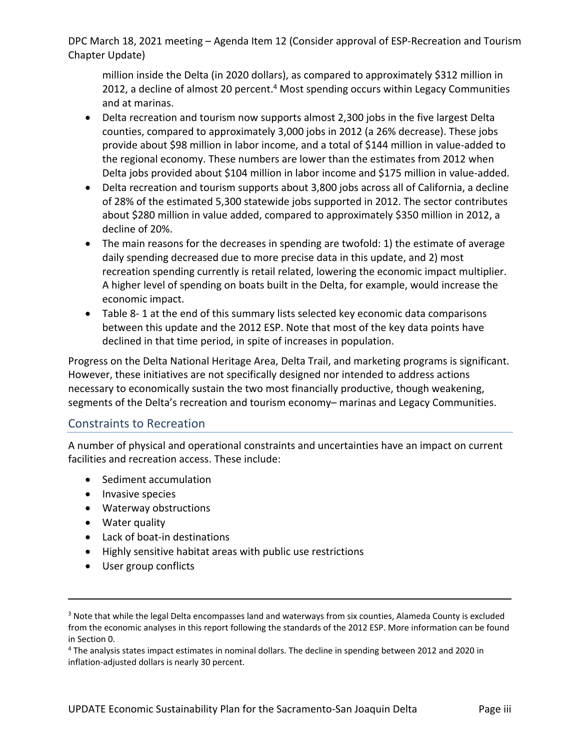million inside the Delta (in 2020 dollars), as compared to approximately $312 million in 2012, a decline of almost 20 percent.[4] Most spending occurs within Legacy Communities and at marinas.

- Delta recreation and tourism now supports almost 2,300 jobs in the five largest Delta counties, compared to approximately 3,000 jobs in 2012 (a 26% decrease). These jobs provide about $98 million in labor income, and a total of $144 million in value-added to the regional economy. These numbers are lower than the estimates from 2012 when Delta jobs provided about $104 million in labor income and $175 million in value-added.
- Delta recreation and tourism supports about 3,800 jobs across all of California, a decline of 28% of the estimated 5,300 statewide jobs supported in 2012. The sector contributes about $280 million in value added, compared to approximately $350 million in 2012, a decline of 20%.
- The main reasons for the decreases in spending are twofold: 1) the estimate of average daily spending decreased due to more precise data in this update, and 2) most recreation spending currently is retail related, lowering the economic impact multiplier. A higher level of spending on boats built in the Delta, for example, would increase the economic impact.
- Table 8- 1 at the end of this summary lists selected key economic data comparisons between this update and the 2012 ESP. Note that most of the key data points have declined in that time period, in spite of increases in population.

Progress on the Delta National Heritage Area, Delta Trail, and marketing programs is significant. However, these initiatives are not specifically designed nor intended to address actions necessary to economically sustain the two most financially productive, though weakening, segments of the Delta's recreation and tourism economy– marinas and Legacy Communities.

## Constraints to Recreation

A number of physical and operational constraints and uncertainties have an impact on current facilities and recreation access. These include:

- Sediment accumulation
- Invasive species
- Waterway obstructions
- Water quality
- Lack of boat-in destinations
- Highly sensitive habitat areas with public use restrictions
- User group conflicts

---

[3] Note that while the legal Delta encompasses land and waterways from six counties, Alameda County is excluded from the economic analyses in this report following the standards of the 2012 ESP. More information can be found in Section 0.

[4] The analysis states impact estimates in nominal dollars. The decline in spending between 2012 and 2020 in inflation-adjusted dollars is nearly 30 percent.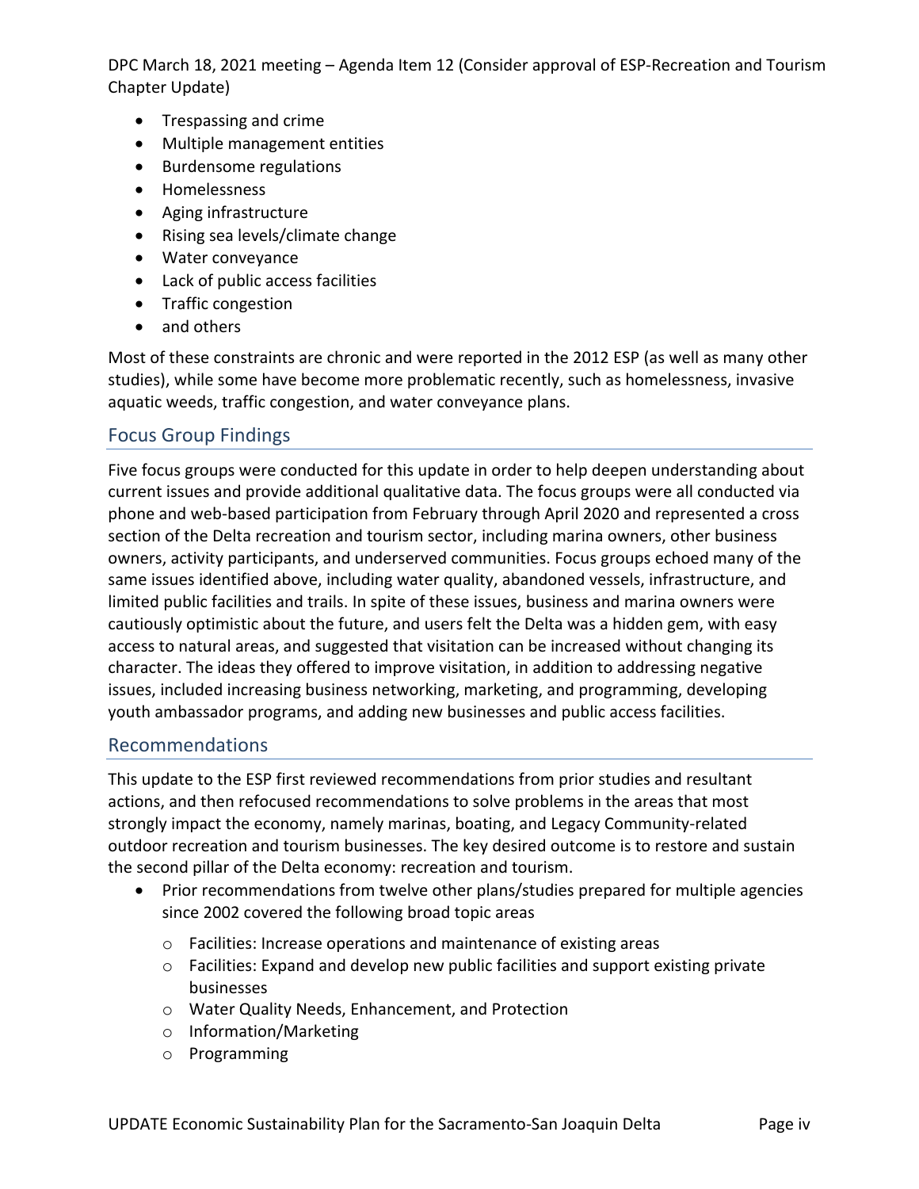- Trespassing and crime
- Multiple management entities
- Burdensome regulations
- Homelessness
- Aging infrastructure
- Rising sea levels/climate change
- Water conveyance
- Lack of public access facilities
- Traffic congestion
- and others

Most of these constraints are chronic and were reported in the 2012 ESP (as well as many other studies), while some have become more problematic recently, such as homelessness, invasive aquatic weeds, traffic congestion, and water conveyance plans.

## Focus Group Findings

Five focus groups were conducted for this update in order to help deepen understanding about current issues and provide additional qualitative data. The focus groups were all conducted via phone and web-based participation from February through April 2020 and represented a cross section of the Delta recreation and tourism sector, including marina owners, other business owners, activity participants, and underserved communities. Focus groups echoed many of the same issues identified above, including water quality, abandoned vessels, infrastructure, and limited public facilities and trails. In spite of these issues, business and marina owners were cautiously optimistic about the future, and users felt the Delta was a hidden gem, with easy access to natural areas, and suggested that visitation can be increased without changing its character. The ideas they offered to improve visitation, in addition to addressing negative issues, included increasing business networking, marketing, and programming, developing youth ambassador programs, and adding new businesses and public access facilities.

## Recommendations

This update to the ESP first reviewed recommendations from prior studies and resultant actions, and then refocused recommendations to solve problems in the areas that most strongly impact the economy, namely marinas, boating, and Legacy Community-related outdoor recreation and tourism businesses. The key desired outcome is to restore and sustain the second pillar of the Delta economy: recreation and tourism.

- Prior recommendations from twelve other plans/studies prepared for multiple agencies since 2002 covered the following broad topic areas
  - Facilities: Increase operations and maintenance of existing areas
  - Facilities: Expand and develop new public facilities and support existing private businesses
  - Water Quality Needs, Enhancement, and Protection
  - Information/Marketing
  - Programming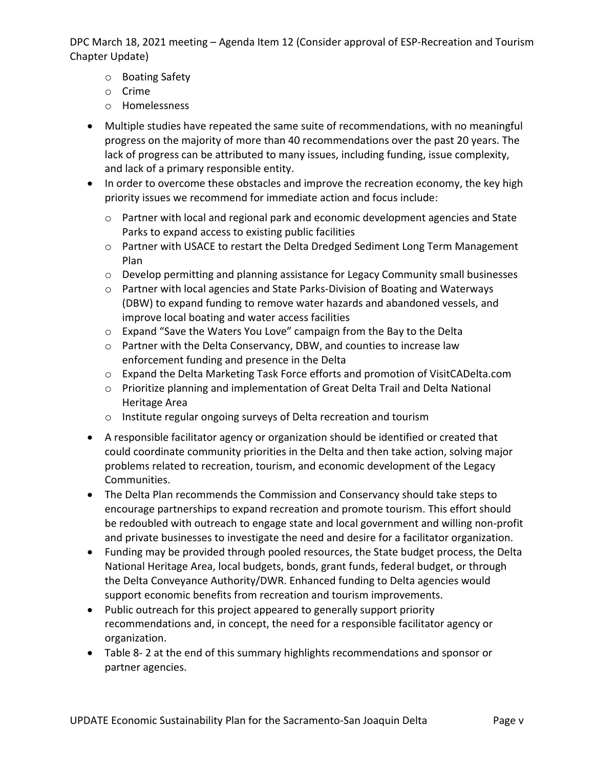- Boating Safety
  - Crime
  - Homelessness

- Multiple studies have repeated the same suite of recommendations, with no meaningful progress on the majority of more than 40 recommendations over the past 20 years. The lack of progress can be attributed to many issues, including funding, issue complexity, and lack of a primary responsible entity.
- In order to overcome these obstacles and improve the recreation economy, the key high priority issues we recommend for immediate action and focus include:
  - Partner with local and regional park and economic development agencies and State Parks to expand access to existing public facilities
  - Partner with USACE to restart the Delta Dredged Sediment Long Term Management Plan
  - Develop permitting and planning assistance for Legacy Community small businesses
  - Partner with local agencies and State Parks-Division of Boating and Waterways (DBW) to expand funding to remove water hazards and abandoned vessels, and improve local boating and water access facilities
  - Expand "Save the Waters You Love" campaign from the Bay to the Delta
  - Partner with the Delta Conservancy, DBW, and counties to increase law enforcement funding and presence in the Delta
  - Expand the Delta Marketing Task Force efforts and promotion of VisitCADelta.com
  - Prioritize planning and implementation of Great Delta Trail and Delta National Heritage Area
  - Institute regular ongoing surveys of Delta recreation and tourism
- A responsible facilitator agency or organization should be identified or created that could coordinate community priorities in the Delta and then take action, solving major problems related to recreation, tourism, and economic development of the Legacy Communities.
- The Delta Plan recommends the Commission and Conservancy should take steps to encourage partnerships to expand recreation and promote tourism. This effort should be redoubled with outreach to engage state and local government and willing non-profit and private businesses to investigate the need and desire for a facilitator organization.
- Funding may be provided through pooled resources, the State budget process, the Delta National Heritage Area, local budgets, bonds, grant funds, federal budget, or through the Delta Conveyance Authority/DWR. Enhanced funding to Delta agencies would support economic benefits from recreation and tourism improvements.
- Public outreach for this project appeared to generally support priority recommendations and, in concept, the need for a responsible facilitator agency or organization.
- Table 8- 2 at the end of this summary highlights recommendations and sponsor or partner agencies.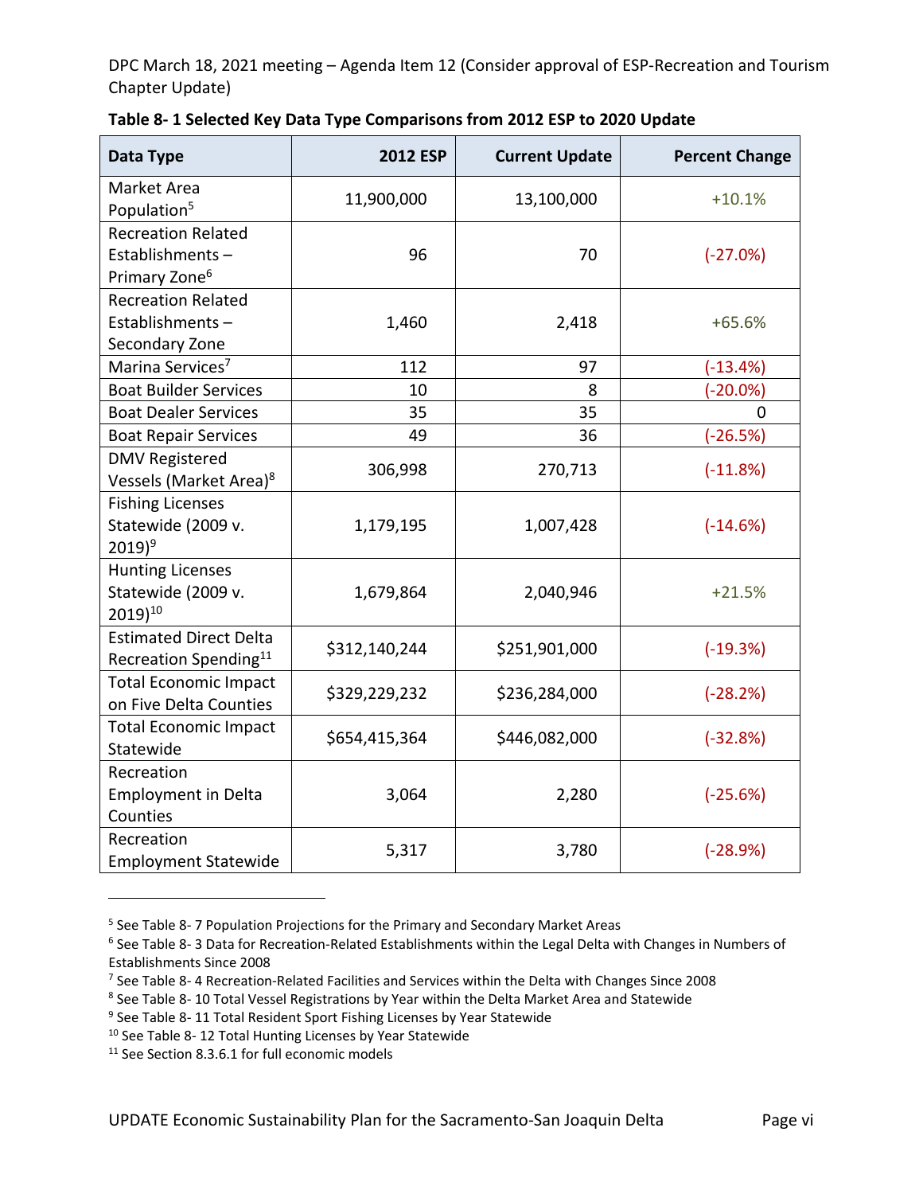DPC March 18, 2021 meeting – Agenda Item 12 (Consider approval of ESP-Recreation and Tourism Chapter Update)

**Table 8- 1 Selected Key Data Type Comparisons from 2012 ESP to 2020 Update**

| Data Type | 2012 ESP | Current Update | Percent Change |
|---|---|---|---|
| Market Area Population[5] | 11,900,000 | 13,100,000 | +10.1% |
| Recreation Related Establishments – Primary Zone[6] | 96 | 70 | (-27.0%) |
| Recreation Related Establishments – Secondary Zone | 1,460 | 2,418 | +65.6% |
| Marina Services[7] | 112 | 97 | (-13.4%) |
| Boat Builder Services | 10 | 8 | (-20.0%) |
| Boat Dealer Services | 35 | 35 | 0 |
| Boat Repair Services | 49 | 36 | (-26.5%) |
| DMV Registered Vessels (Market Area)[8] | 306,998 | 270,713 | (-11.8%) |
| Fishing Licenses Statewide (2009 v. 2019)[9] | 1,179,195 | 1,007,428 | (-14.6%) |
| Hunting Licenses Statewide (2009 v. 2019)[10] | 1,679,864 | 2,040,946 | +21.5% |
| Estimated Direct Delta Recreation Spending[11] | $312,140,244 | $251,901,000 | (-19.3%) |
| Total Economic Impact on Five Delta Counties | $329,229,232 | $236,284,000 | (-28.2%) |
| Total Economic Impact Statewide | $654,415,364 | $446,082,000 | (-32.8%) |
| Recreation Employment in Delta Counties | 3,064 | 2,280 | (-25.6%) |
| Recreation Employment Statewide | 5,317 | 3,780 | (-28.9%) |

---

[5] See Table 8- 7 Population Projections for the Primary and Secondary Market Areas

[6] See Table 8- 3 Data for Recreation-Related Establishments within the Legal Delta with Changes in Numbers of Establishments Since 2008

[7] See Table 8- 4 Recreation-Related Facilities and Services within the Delta with Changes Since 2008

[8] See Table 8- 10 Total Vessel Registrations by Year within the Delta Market Area and Statewide

[9] See Table 8- 11 Total Resident Sport Fishing Licenses by Year Statewide

[10] See Table 8- 12 Total Hunting Licenses by Year Statewide

[11] See Section 8.3.6.1 for full economic models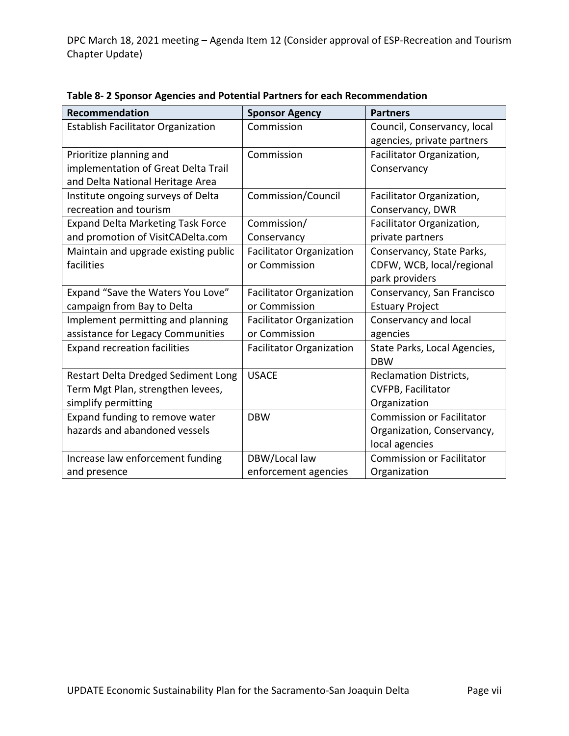**Table 8- 2 Sponsor Agencies and Potential Partners for each Recommendation**

| Recommendation | Sponsor Agency | Partners |
|---|---|---|
| Establish Facilitator Organization | Commission | Council, Conservancy, local agencies, private partners |
| Prioritize planning and implementation of Great Delta Trail and Delta National Heritage Area | Commission | Facilitator Organization, Conservancy |
| Institute ongoing surveys of Delta recreation and tourism | Commission/Council | Facilitator Organization, Conservancy, DWR |
| Expand Delta Marketing Task Force and promotion of VisitCADelta.com | Commission/ Conservancy | Facilitator Organization, private partners |
| Maintain and upgrade existing public facilities | Facilitator Organization or Commission | Conservancy, State Parks, CDFW, WCB, local/regional park providers |
| Expand "Save the Waters You Love" campaign from Bay to Delta | Facilitator Organization or Commission | Conservancy, San Francisco Estuary Project |
| Implement permitting and planning assistance for Legacy Communities | Facilitator Organization or Commission | Conservancy and local agencies |
| Expand recreation facilities | Facilitator Organization | State Parks, Local Agencies, DBW |
| Restart Delta Dredged Sediment Long Term Mgt Plan, strengthen levees, simplify permitting | USACE | Reclamation Districts, CVFPB, Facilitator Organization |
| Expand funding to remove water hazards and abandoned vessels | DBW | Commission or Facilitator Organization, Conservancy, local agencies |
| Increase law enforcement funding and presence | DBW/Local law enforcement agencies | Commission or Facilitator Organization |